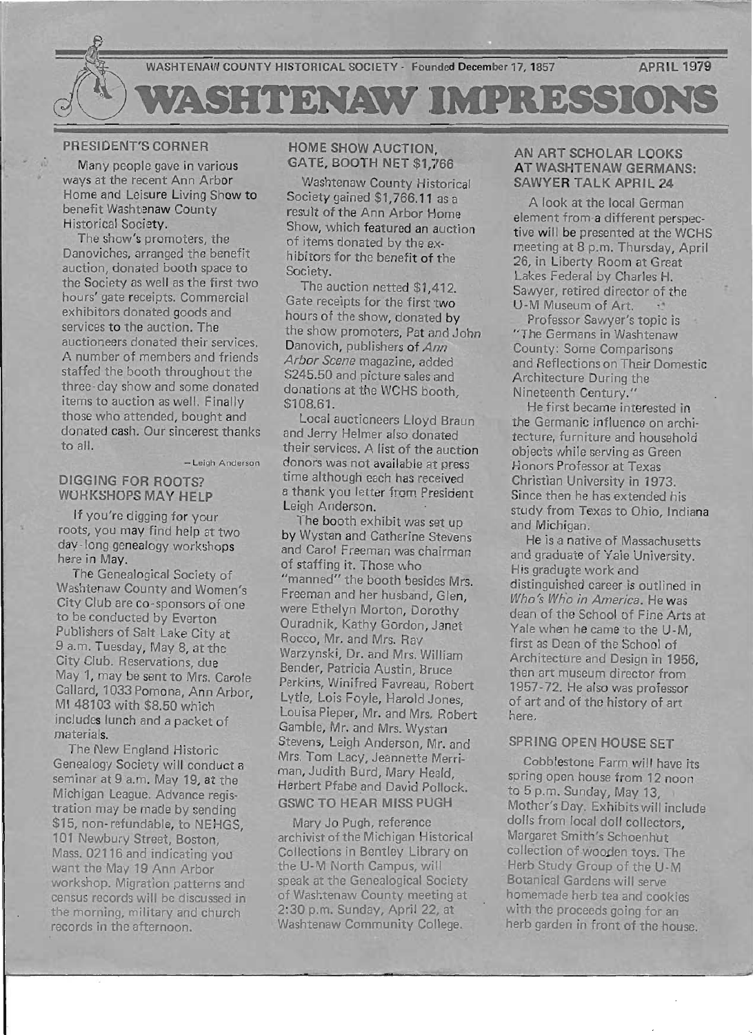WASHTENAW COUNTY HISTORICAL SOCIETY - Founded December 17, 1857 — APRIL 1979

# WASHTENAW IMPRESSIONS

## PRESIDENT'S CORNER

Many people gave in various ways at the recent Ann Arbor Home and Leisure Living Show to benefit Washtenaw County Historical Society.

The show's promoters, the Danoviches, arranged the benefit auction, donated booth space to the Society as well as the first two hours' gate receipts. Commercial exhibitors donated goods and services to the auction. The auctioneers donated their services. A number of members and friends staffed the booth throughout the three-day show and some donated items to auction as well. Finally those who attended, bought and donated cash. Our sincerest thanks to all.

—Leigh Anderson

## DIGGING FOR ROOTS? WORKSHOPS MAY HELP

If you're digging for your roots, you may find help at two day-long genealogy workshops here in May.

The Genealogical Society of Washtenaw County and Women's City Club are co-sponsors of one to be conducted by Everton Publishers of Salt Lake City at 9 a.m. Tuesday, May 8, at the City Club. Reservations, due May 1, may be sent to Mrs. Carole Callard, 1033 Pomona, Ann Arbor, MI 48103 with $8.50 which includes lunch and a packet of materials.

The New England Historic Genealogy Society will conduct a seminar at 9 a.m. May 19, at the Michigan League. Advance registration may be made by sending $15, non-refundable, to NEHGS, 101 Newbury Street, Boston, Mass. 02116 and indicating you want the May 19 Ann Arbor workshop. Migration patterns and census records will be discussed in the morning, military and church records in the afternoon.

## HOME SHOW AUCTION, GATE, BOOTH NET $1,766

Washtenaw County Historical Society gained $1,766.11 as a result of the Ann Arbor Home Show, which featured an auction of items donated by the exhibitors for the benefit of the Society.

The auction netted $1,412. Gate receipts for the first two hours of the show, donated by the show promoters, Pat and John Danovich, publishers of *Ann Arbor Scene* magazine, added $245.50 and picture sales and donations at the WCHS booth, $108.61.

Local auctioneers Lloyd Braun and Jerry Helmer also donated their services. A list of the auction donors was not available at press time although each has received a thank you letter from President Leigh Anderson.

The booth exhibit was set up by Wystan and Catherine Stevens and Carol Freeman was chairman of staffing it. Those who "manned" the booth besides Mrs. Freeman and her husband, Glen, were Ethelyn Morton, Dorothy Ouradnik, Kathy Gordon, Janet Rocco, Mr. and Mrs. Ray Warzynski, Dr. and Mrs. William Bender, Patricia Austin, Bruce Perkins, Winifred Favreau, Robert Lytle, Lois Foyle, Harold Jones, Louisa Pieper, Mr. and Mrs. Robert Gamble, Mr. and Mrs. Wystan Stevens, Leigh Anderson, Mr. and Mrs. Tom Lacy, Jeannette Merriman, Judith Burd, Mary Heald, Herbert Pfabe and David Pollock.

## GSWC TO HEAR MISS PUGH

Mary Jo Pugh, reference archivist of the Michigan Historical Collections in Bentley Library on the U-M North Campus, will speak at the Genealogical Society of Washtenaw County meeting at 2:30 p.m. Sunday, April 22, at Washtenaw Community College.

## AN ART SCHOLAR LOOKS AT WASHTENAW GERMANS: SAWYER TALK APRIL 24

A look at the local German element from a different perspective will be presented at the WCHS meeting at 8 p.m. Thursday, April 26, in Liberty Room at Great Lakes Federal by Charles H. Sawyer, retired director of the U-M Museum of Art.

Professor Sawyer's topic is "The Germans in Washtenaw County: Some Comparisons and Reflections on Their Domestic Architecture During the Nineteenth Century."

He first became interested in the Germanic influence on architecture, furniture and household objects while serving as Green Honors Professor at Texas Christian University in 1973. Since then he has extended his study from Texas to Ohio, Indiana and Michigan.

He is a native of Massachusetts and graduate of Yale University. His graduate work and distinguished career is outlined in *Who's Who in America*. He was dean of the School of Fine Arts at Yale when he came to the U-M, first as Dean of the School of Architecture and Design in 1956, then art museum director from 1957-72. He also was professor of art and of the history of art here.

## SPRING OPEN HOUSE SET

Cobblestone Farm will have its spring open house from 12 noon to 5 p.m. Sunday, May 13, Mother's Day. Exhibits will include dolls from local doll collectors, Margaret Smith's Schoenhut collection of wooden toys. The Herb Study Group of the U-M Botanical Gardens will serve homemade herb tea and cookies with the proceeds going for an herb garden in front of the house.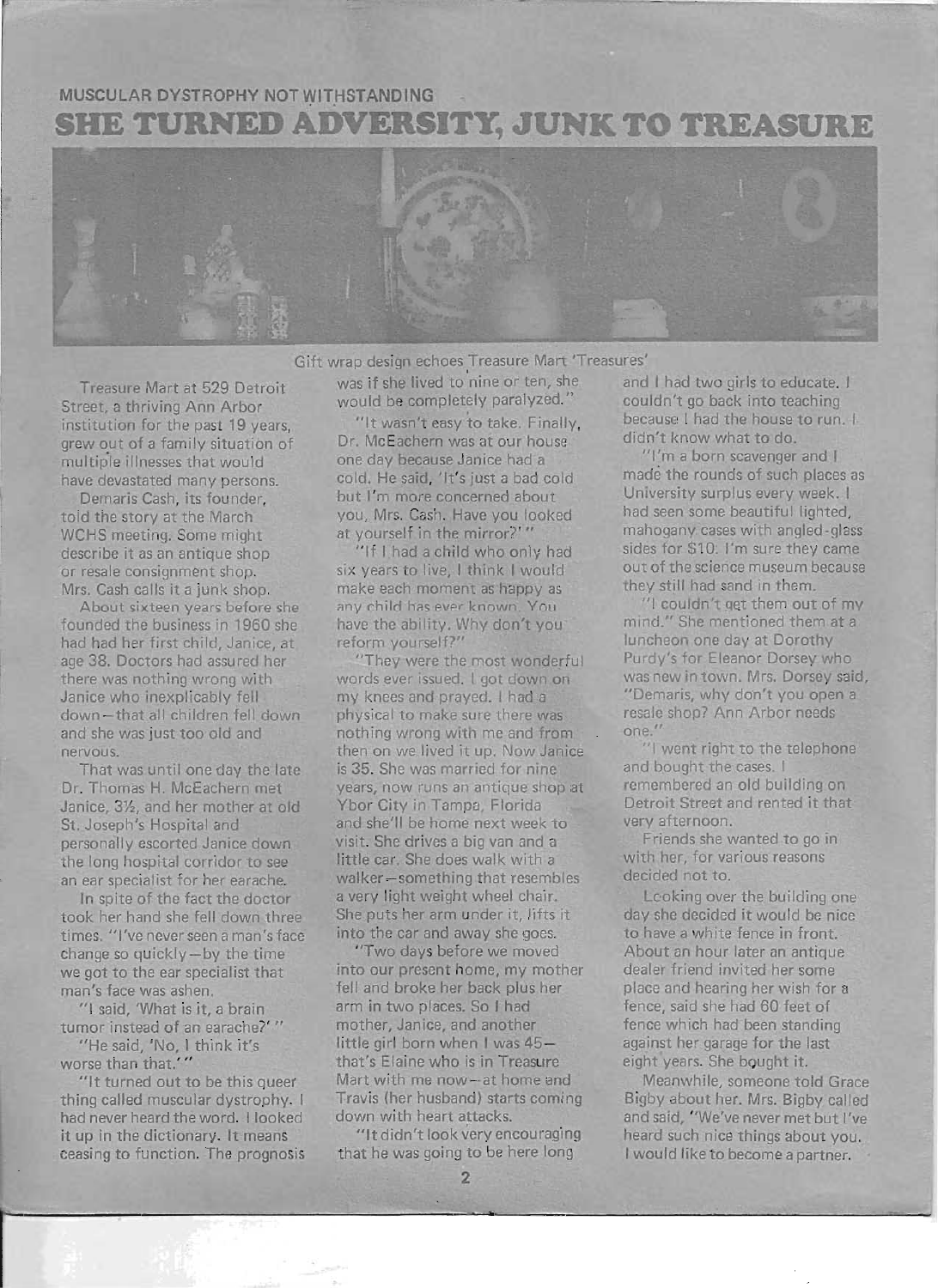MUSCULAR DYSTROPHY NOT WITHSTANDING

# SHE TURNED ADVERSITY, JUNK TO TREASURE

Gift wrap design echoes Treasure Mart 'Treasures'

Treasure Mart at 529 Detroit Street, a thriving Ann Arbor institution for the past 19 years, grew out of a family situation of multiple illnesses that would have devastated many persons.

Demaris Cash, its founder, told the story at the March WCHS meeting. Some might describe it as an antique shop or resale consignment shop. Mrs. Cash calls it a junk shop.

About sixteen years before she founded the business in 1960 she had had her first child, Janice, at age 38. Doctors had assured her there was nothing wrong with Janice who inexplicably fell down—that all children fell down and she was just too old and nervous.

That was until one day the late Dr. Thomas H. McEachern met Janice, 3½, and her mother at old St. Joseph's Hospital and personally escorted Janice down the long hospital corridor to see an ear specialist for her earache.

In spite of the fact the doctor took her hand she fell down three times. "I've never seen a man's face change so quickly—by the time we got to the ear specialist that man's face was ashen.

"I said, 'What is it, a brain tumor instead of an earache?' "

"He said, 'No, I think it's worse than that.' "

"It turned out to be this queer thing called muscular dystrophy. I had never heard the word. I looked it up in the dictionary. It means ceasing to function. The prognosis was if she lived to nine or ten, she would be completely paralyzed."

"It wasn't easy to take. Finally, Dr. McEachern was at our house one day because Janice had a cold. He said, 'It's just a bad cold but I'm more concerned about you, Mrs. Cash. Have you looked at yourself in the mirror?' "

"If I had a child who only had six years to live, I think I would make each moment as happy as any child has ever known. You have the ability. Why don't you reform yourself?"

"They were the most wonderful words ever issued. I got down on my knees and prayed. I had a physical to make sure there was nothing wrong with me and from then on we lived it up. Now Janice is 35. She was married for nine years, now runs an antique shop at Ybor City in Tampa, Florida and she'll be home next week to visit. She drives a big van and a little car. She does walk with a walker—something that resembles a very light weight wheel chair. She puts her arm under it, lifts it into the car and away she goes.

"Two days before we moved into our present home, my mother fell and broke her back plus her arm in two places. So I had mother, Janice, and another little girl born when I was 45—that's Elaine who is in Treasure Mart with me now—at home and Travis (her husband) starts coming down with heart attacks.

"It didn't look very encouraging that he was going to be here long and I had two girls to educate. I couldn't go back into teaching because I had the house to run. I didn't know what to do.

"I'm a born scavenger and I made the rounds of such places as University surplus every week. I had seen some beautiful lighted, mahogany cases with angled-glass sides for $10. I'm sure they came out of the science museum because they still had sand in them.

"I couldn't get them out of my mind." She mentioned them at a luncheon one day at Dorothy Purdy's for Eleanor Dorsey who was new in town. Mrs. Dorsey said, "Demaris, why don't you open a resale shop? Ann Arbor needs one."

"I went right to the telephone and bought the cases. I remembered an old building on Detroit Street and rented it that very afternoon.

Friends she wanted to go in with her, for various reasons decided not to.

Looking over the building one day she decided it would be nice to have a white fence in front. About an hour later an antique dealer friend invited her some place and hearing her wish for a fence, said she had 60 feet of fence which had been standing against her garage for the last eight years. She bought it.

Meanwhile, someone told Grace Bigby about her. Mrs. Bigby called and said, "We've never met but I've heard such nice things about you. I would like to become a partner.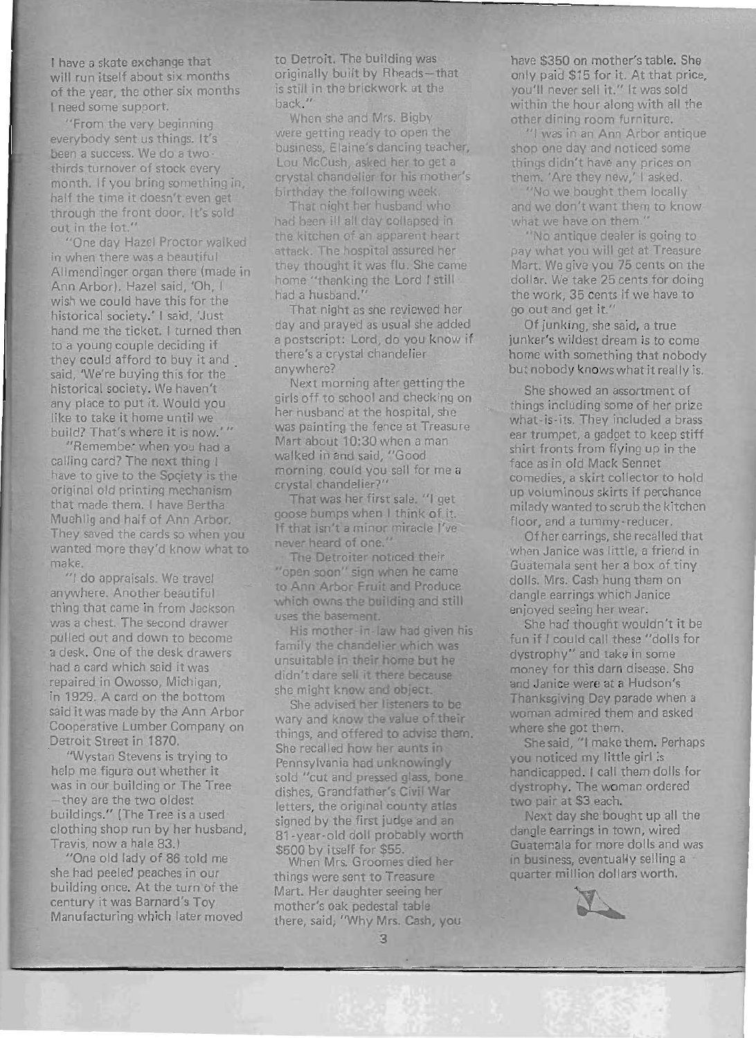I have a skate exchange that will run itself about six months of the year, the other six months I need some support.

"From the very beginning everybody sent us things. It's been a success. We do a two-thirds turnover of stock every month. If you bring something in, half the time it doesn't even get through the front door. It's sold out in the lot."

"One day Hazel Proctor walked in when there was a beautiful Allmendinger organ there (made in Ann Arbor). Hazel said, 'Oh, I wish we could have this for the historical society.' I said, 'Just hand me the ticket. I turned then to a young couple deciding if they could afford to buy it and said, 'We're buying this for the historical society. We haven't any place to put it. Would you like to take it home until we build? That's where it is now.' "

"Remember when you had a calling card? The next thing I have to give to the Society is the original old printing mechanism that made them. I have Bertha Muehlig and half of Ann Arbor. They saved the cards so when you wanted more they'd know what to make.

"I do appraisals. We travel anywhere. Another beautiful thing that came in from Jackson was a chest. The second drawer pulled out and down to become a desk. One of the desk drawers had a card which said it was repaired in Owosso, Michigan, in 1929. A card on the bottom said it was made by the Ann Arbor Cooperative Lumber Company on Detroit Street in 1870.

"Wystan Stevens is trying to help me figure out whether it was in our building or The Tree—they are the two oldest buildings." (The Tree is a used clothing shop run by her husband, Travis, now a hale 83.)

"One old lady of 86 told me she had peeled peaches in our building once. At the turn of the century it was Barnard's Toy Manufacturing which later moved to Detroit. The building was originally built by Rheads—that is still in the brickwork at the back."

When she and Mrs. Bigby were getting ready to open the business, Elaine's dancing teacher, Lou McCush, asked her to get a crystal chandelier for his mother's birthday the following week.

That night her husband who had been ill all day collapsed in the kitchen of an apparent heart attack. The hospital assured her they thought it was flu. She came home "thanking the Lord I still had a husband."

That night as she reviewed her day and prayed as usual she added a postscript: Lord, do you know if there's a crystal chandelier anywhere?

Next morning after getting the girls off to school and checking on her husband at the hospital, she was painting the fence at Treasure Mart about 10:30 when a man walked in and said, "Good morning, could you sell for me a crystal chandelier?"

That was her first sale. "I get goose bumps when I think of it. If that isn't a minor miracle I've never heard of one."

The Detroiter noticed their "open soon" sign when he came to Ann Arbor Fruit and Produce which owns the building and still uses the basement.

His mother-in-law had given his family the chandelier which was unsuitable in their home but he didn't dare sell it there because she might know and object.

She advised her listeners to be wary and know the value of their things, and offered to advise them. She recalled how her aunts in Pennsylvania had unknowingly sold "cut and pressed glass, bone dishes, Grandfather's Civil War letters, the original county atlas signed by the first judge and an 81-year-old doll probably worth $500 by itself for $55.

When Mrs. Groomes died her things were sent to Treasure Mart. Her daughter seeing her mother's oak pedestal table there, said, "Why Mrs. Cash, you have $350 on mother's table. She only paid $15 for it. At that price, you'll never sell it." It was sold within the hour along with all the other dining room furniture.

"I was in an Ann Arbor antique shop one day and noticed some things didn't have any prices on them. 'Are they new,' I asked.

"No we bought them locally and we don't want them to know what we have on them."

"No antique dealer is going to pay what you will get at Treasure Mart. We give you 75 cents on the dollar. We take 25 cents for doing the work, 35 cents if we have to go out and get it."

Of junking, she said, a true junker's wildest dream is to come home with something that nobody but nobody knows what it really is.

She showed an assortment of things including some of her prize what-is-its. They included a brass ear trumpet, a gadget to keep stiff shirt fronts from flying up in the face as in old Mack Sennet comedies, a skirt collector to hold up voluminous skirts if perchance milady wanted to scrub the kitchen floor, and a tummy-reducer.

Of her earrings, she recalled that when Janice was little, a friend in Guatemala sent her a box of tiny dolls. Mrs. Cash hung them on dangle earrings which Janice enjoyed seeing her wear.

She had thought wouldn't it be fun if I could call these "dolls for dystrophy" and take in some money for this darn disease. She and Janice were at a Hudson's Thanksgiving Day parade when a woman admired them and asked where she got them.

She said, "I make them. Perhaps you noticed my little girl is handicapped. I call them dolls for dystrophy. The woman ordered two pair at $3 each.

Next day she bought up all the dangle earrings in town, wired Guatemala for more dolls and was in business, eventually selling a quarter million dollars worth.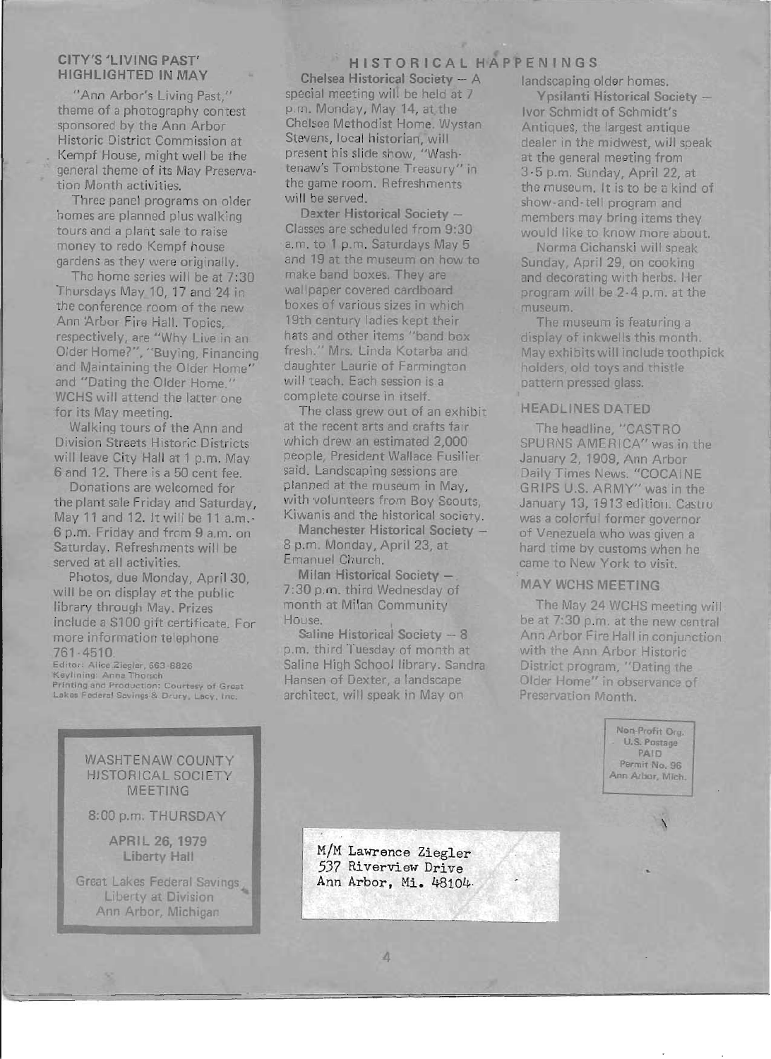## CITY'S 'LIVING PAST' HIGHLIGHTED IN MAY

"Ann Arbor's Living Past," theme of a photography contest sponsored by the Ann Arbor Historic District Commission at Kempf House, might well be the general theme of its May Preservation Month activities.

Three panel programs on older homes are planned plus walking tours and a plant sale to raise money to redo Kempf house gardens as they were originally.

The home series will be at 7:30 Thursdays May 10, 17 and 24 in the conference room of the new Ann Arbor Fire Hall. Topics, respectively, are "Why Live in an Older Home?", "Buying, Financing and Maintaining the Older Home" and "Dating the Older Home." WCHS will attend the latter one for its May meeting.

Walking tours of the Ann and Division Streets Historic Districts will leave City Hall at 1 p.m. May 6 and 12. There is a 50 cent fee.

Donations are welcomed for the plant sale Friday and Saturday, May 11 and 12. It will be 11 a.m.-6 p.m. Friday and from 9 a.m. on Saturday. Refreshments will be served at all activities.

Photos, due Monday, April 30, will be on display at the public library through May. Prizes include a $100 gift certificate. For more information telephone 761-4510.

Editor: Alice Ziegler, 663-8826
Keylining: Anna Thorsch
Printing and Production: Courtesy of Great Lakes Federal Savings & Drury, Lacy, Inc.

## HISTORICAL HAPPENINGS

**Chelsea Historical Society** – A special meeting will be held at 7 p.m. Monday, May 14, at the Chelsea Methodist Home. Wystan Stevens, local historian, will present his slide show, "Washtenaw's Tombstone Treasury" in the game room. Refreshments will be served.

**Dexter Historical Society** – Classes are scheduled from 9:30 a.m. to 1 p.m. Saturdays May 5 and 19 at the museum on how to make band boxes. They are wallpaper covered cardboard boxes of various sizes in which 19th century ladies kept their hats and other items "band box fresh." Mrs. Linda Kotarba and daughter Laurie of Farmington will teach. Each session is a complete course in itself.

The class grew out of an exhibit at the recent arts and crafts fair which drew an estimated 2,000 people, President Wallace Fusilier said. Landscaping sessions are planned at the museum in May, with volunteers from Boy Scouts, Kiwanis and the historical society.

**Manchester Historical Society** – 8 p.m. Monday, April 23, at Emanuel Church.

**Milan Historical Society** – 7:30 p.m. third Wednesday of month at Milan Community House.

**Saline Historical Society** – 8 p.m. third Tuesday of month at Saline High School library. Sandra Hansen of Dexter, a landscape architect, will speak in May on landscaping older homes.

**Ypsilanti Historical Society** – Ivor Schmidt of Schmidt's Antiques, the largest antique dealer in the midwest, will speak at the general meeting from 3-5 p.m. Sunday, April 22, at the museum. It is to be a kind of show-and-tell program and members may bring items they would like to know more about.

Norma Cichanski will speak Sunday, April 29, on cooking and decorating with herbs. Her program will be 2-4 p.m. at the museum.

The museum is featuring a display of inkwells this month. May exhibits will include toothpick holders, old toys and thistle pattern pressed glass.

## HEADLINES DATED

The headline, "CASTRO SPURNS AMERICA" was in the January 2, 1909, Ann Arbor Daily Times News. "COCAINE GRIPS U.S. ARMY" was in the January 13, 1913 edition. Castro was a colorful former governor of Venezuela who was given a hard time by customs when he came to New York to visit.

## MAY WCHS MEETING

The May 24 WCHS meeting will be at 7:30 p.m. at the new central Ann Arbor Fire Hall in conjunction with the Ann Arbor Historic District program, "Dating the Older Home" in observance of Preservation Month.

WASHTENAW COUNTY HISTORICAL SOCIETY MEETING

8:00 p.m. THURSDAY

APRIL 26, 1979
Liberty Hall

Great Lakes Federal Savings
Liberty at Division
Ann Arbor, Michigan

Non-Profit Org.
U.S. Postage
PAID
Permit No. 96
Ann Arbor, Mich.

M/M Lawrence Ziegler
537 Riverview Drive
Ann Arbor, Mi. 48104